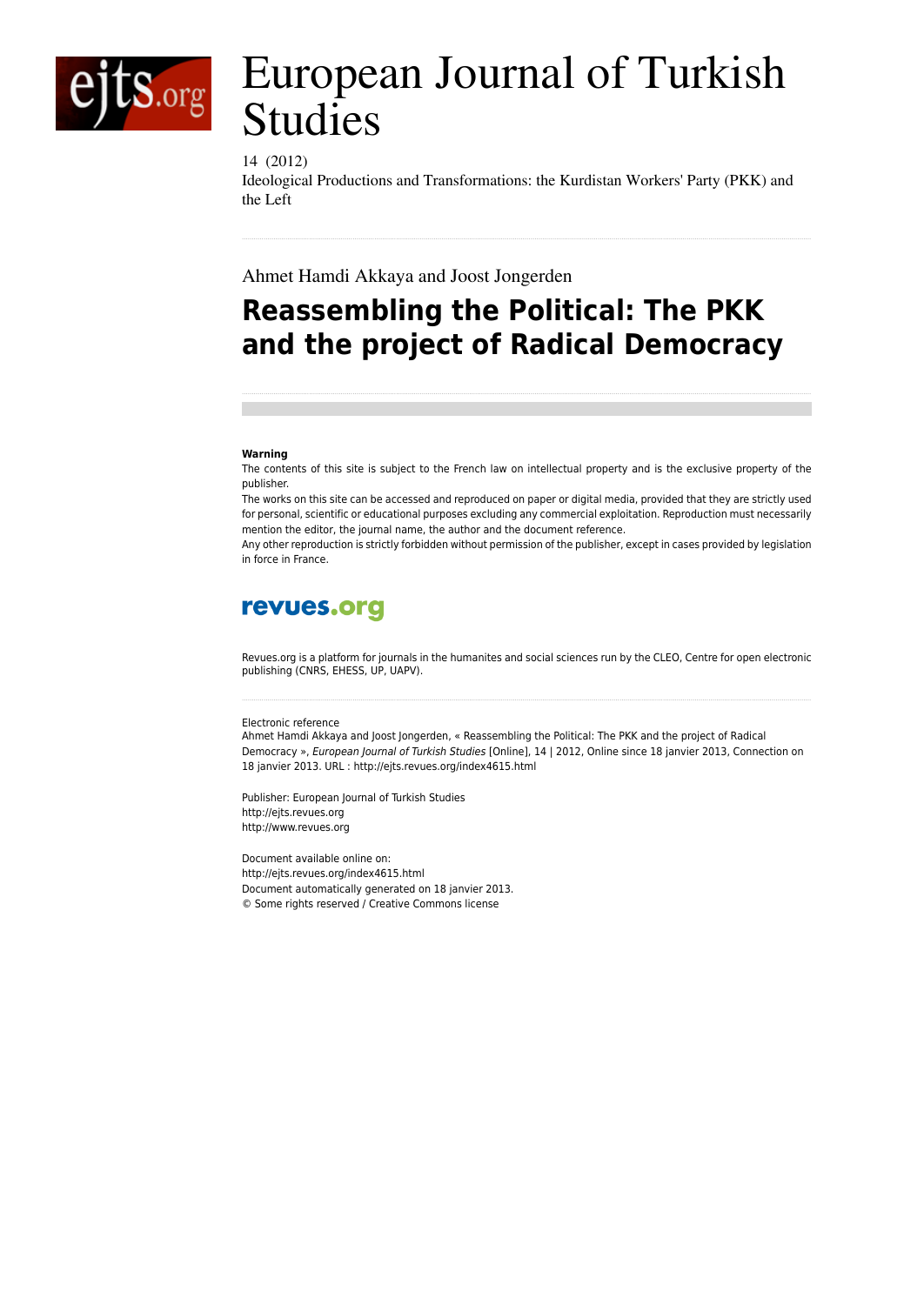# European Journal of Turkish Studies

14 (2012)
Ideological Productions and Transformations: the Kurdistan Workers' Party (PKK) and the Left

Ahmet Hamdi Akkaya and Joost Jongerden

## Reassembling the Political: The PKK and the project of Radical Democracy

**Warning**
The contents of this site is subject to the French law on intellectual property and is the exclusive property of the publisher.
The works on this site can be accessed and reproduced on paper or digital media, provided that they are strictly used for personal, scientific or educational purposes excluding any commercial exploitation. Reproduction must necessarily mention the editor, the journal name, the author and the document reference.
Any other reproduction is strictly forbidden without permission of the publisher, except in cases provided by legislation in force in France.

revues.org

Revues.org is a platform for journals in the humanites and social sciences run by the CLEO, Centre for open electronic publishing (CNRS, EHESS, UP, UAPV).

Electronic reference
Ahmet Hamdi Akkaya and Joost Jongerden, « Reassembling the Political: The PKK and the project of Radical Democracy », *European Journal of Turkish Studies* [Online], 14 | 2012, Online since 18 janvier 2013, Connection on 18 janvier 2013. URL : http://ejts.revues.org/index4615.html

Publisher: European Journal of Turkish Studies
http://ejts.revues.org
http://www.revues.org

Document available online on:
http://ejts.revues.org/index4615.html
Document automatically generated on 18 janvier 2013.
© Some rights reserved / Creative Commons license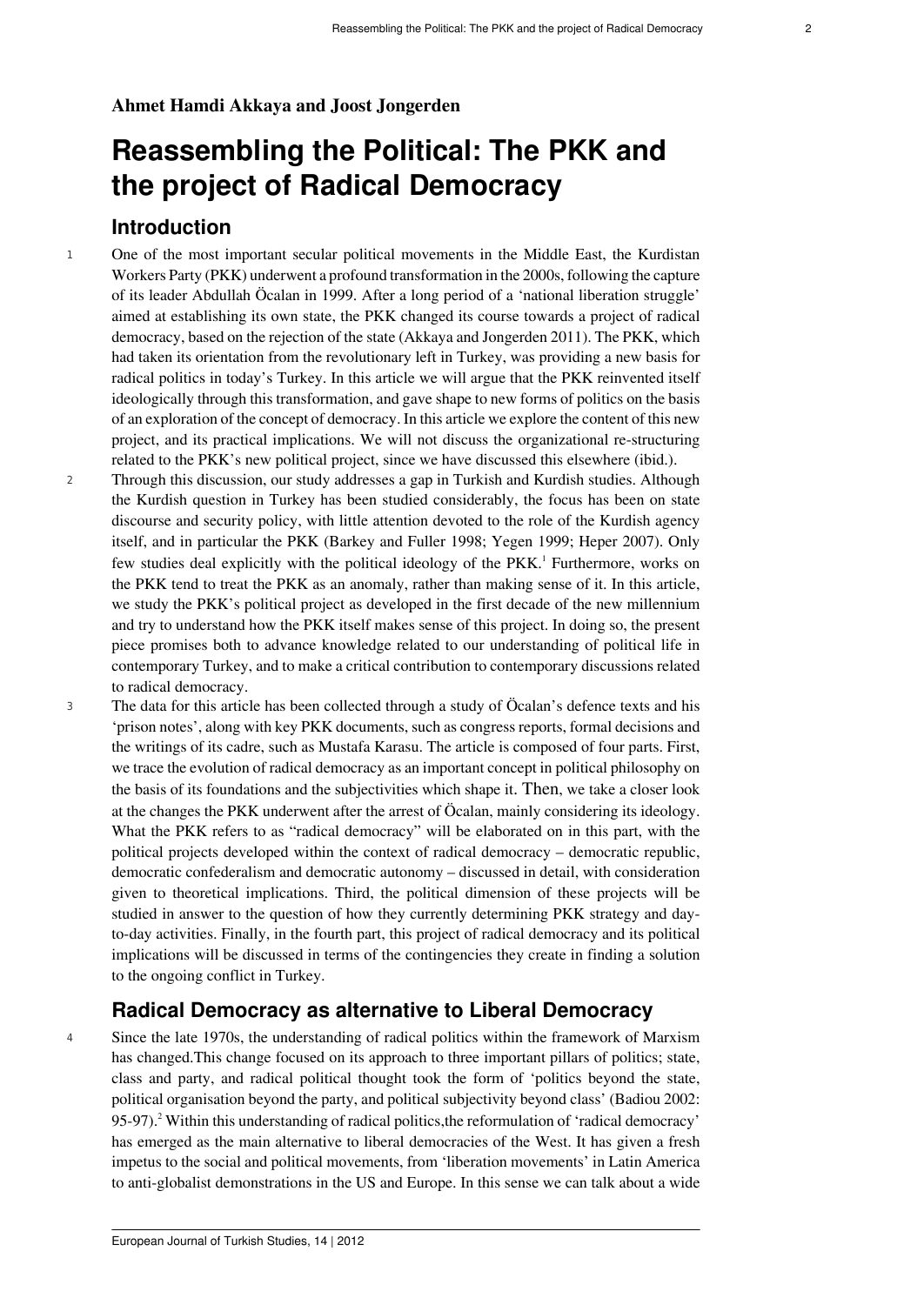**Ahmet Hamdi Akkaya and Joost Jongerden**

# Reassembling the Political: The PKK and the project of Radical Democracy

## Introduction

1 One of the most important secular political movements in the Middle East, the Kurdistan Workers Party (PKK) underwent a profound transformation in the 2000s, following the capture of its leader Abdullah Öcalan in 1999. After a long period of a 'national liberation struggle' aimed at establishing its own state, the PKK changed its course towards a project of radical democracy, based on the rejection of the state (Akkaya and Jongerden 2011). The PKK, which had taken its orientation from the revolutionary left in Turkey, was providing a new basis for radical politics in today's Turkey. In this article we will argue that the PKK reinvented itself ideologically through this transformation, and gave shape to new forms of politics on the basis of an exploration of the concept of democracy. In this article we explore the content of this new project, and its practical implications. We will not discuss the organizational re-structuring related to the PKK's new political project, since we have discussed this elsewhere (ibid.).

2 Through this discussion, our study addresses a gap in Turkish and Kurdish studies. Although the Kurdish question in Turkey has been studied considerably, the focus has been on state discourse and security policy, with little attention devoted to the role of the Kurdish agency itself, and in particular the PKK (Barkey and Fuller 1998; Yegen 1999; Heper 2007). Only few studies deal explicitly with the political ideology of the PKK.[1] Furthermore, works on the PKK tend to treat the PKK as an anomaly, rather than making sense of it. In this article, we study the PKK's political project as developed in the first decade of the new millennium and try to understand how the PKK itself makes sense of this project. In doing so, the present piece promises both to advance knowledge related to our understanding of political life in contemporary Turkey, and to make a critical contribution to contemporary discussions related to radical democracy.

3 The data for this article has been collected through a study of Öcalan's defence texts and his 'prison notes', along with key PKK documents, such as congress reports, formal decisions and the writings of its cadre, such as Mustafa Karasu. The article is composed of four parts. First, we trace the evolution of radical democracy as an important concept in political philosophy on the basis of its foundations and the subjectivities which shape it. Then, we take a closer look at the changes the PKK underwent after the arrest of Öcalan, mainly considering its ideology. What the PKK refers to as "radical democracy" will be elaborated on in this part, with the political projects developed within the context of radical democracy – democratic republic, democratic confederalism and democratic autonomy – discussed in detail, with consideration given to theoretical implications. Third, the political dimension of these projects will be studied in answer to the question of how they currently determining PKK strategy and day-to-day activities. Finally, in the fourth part, this project of radical democracy and its political implications will be discussed in terms of the contingencies they create in finding a solution to the ongoing conflict in Turkey.

## Radical Democracy as alternative to Liberal Democracy

4 Since the late 1970s, the understanding of radical politics within the framework of Marxism has changed.This change focused on its approach to three important pillars of politics; state, class and party, and radical political thought took the form of 'politics beyond the state, political organisation beyond the party, and political subjectivity beyond class' (Badiou 2002: 95-97).[2] Within this understanding of radical politics,the reformulation of 'radical democracy' has emerged as the main alternative to liberal democracies of the West. It has given a fresh impetus to the social and political movements, from 'liberation movements' in Latin America to anti-globalist demonstrations in the US and Europe. In this sense we can talk about a wide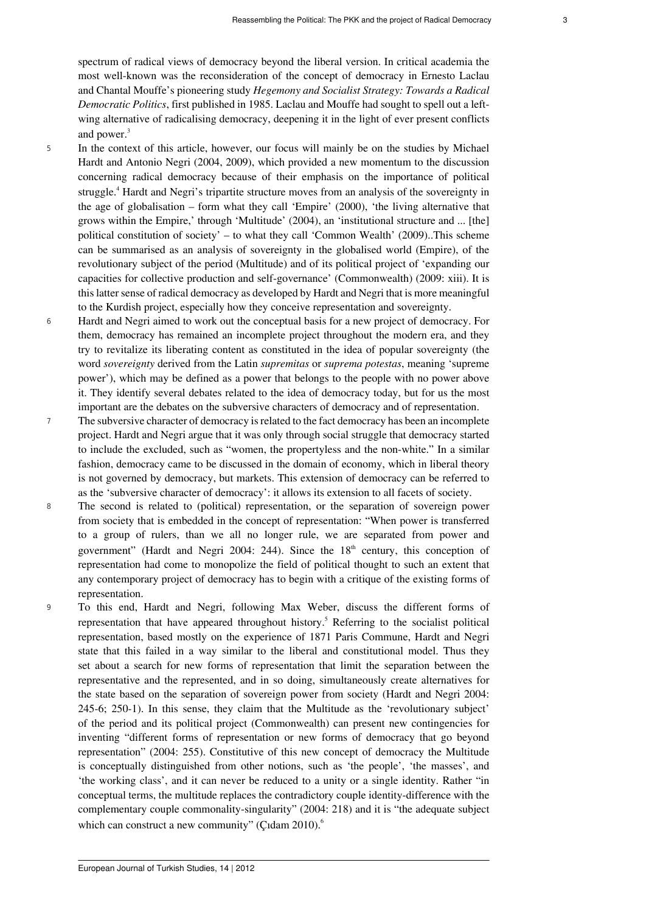spectrum of radical views of democracy beyond the liberal version. In critical academia the most well-known was the reconsideration of the concept of democracy in Ernesto Laclau and Chantal Mouffe's pioneering study *Hegemony and Socialist Strategy: Towards a Radical Democratic Politics*, first published in 1985. Laclau and Mouffe had sought to spell out a left-wing alternative of radicalising democracy, deepening it in the light of ever present conflicts and power.[3]

5 In the context of this article, however, our focus will mainly be on the studies by Michael Hardt and Antonio Negri (2004, 2009), which provided a new momentum to the discussion concerning radical democracy because of their emphasis on the importance of political struggle.[4] Hardt and Negri's tripartite structure moves from an analysis of the sovereignty in the age of globalisation – form what they call 'Empire' (2000), 'the living alternative that grows within the Empire,' through 'Multitude' (2004), an 'institutional structure and ... [the] political constitution of society' – to what they call 'Common Wealth' (2009)..This scheme can be summarised as an analysis of sovereignty in the globalised world (Empire), of the revolutionary subject of the period (Multitude) and of its political project of 'expanding our capacities for collective production and self-governance' (Commonwealth) (2009: xiii). It is this latter sense of radical democracy as developed by Hardt and Negri that is more meaningful to the Kurdish project, especially how they conceive representation and sovereignty.

6 Hardt and Negri aimed to work out the conceptual basis for a new project of democracy. For them, democracy has remained an incomplete project throughout the modern era, and they try to revitalize its liberating content as constituted in the idea of popular sovereignty (the word *sovereignty* derived from the Latin *supremitas* or *suprema potestas*, meaning 'supreme power'), which may be defined as a power that belongs to the people with no power above it. They identify several debates related to the idea of democracy today, but for us the most important are the debates on the subversive characters of democracy and of representation.

7 The subversive character of democracy is related to the fact democracy has been an incomplete project. Hardt and Negri argue that it was only through social struggle that democracy started to include the excluded, such as "women, the propertyless and the non-white." In a similar fashion, democracy came to be discussed in the domain of economy, which in liberal theory is not governed by democracy, but markets. This extension of democracy can be referred to as the 'subversive character of democracy': it allows its extension to all facets of society.

8 The second is related to (political) representation, or the separation of sovereign power from society that is embedded in the concept of representation: "When power is transferred to a group of rulers, than we all no longer rule, we are separated from power and government" (Hardt and Negri 2004: 244). Since the 18th century, this conception of representation had come to monopolize the field of political thought to such an extent that any contemporary project of democracy has to begin with a critique of the existing forms of representation.

9 To this end, Hardt and Negri, following Max Weber, discuss the different forms of representation that have appeared throughout history.[5] Referring to the socialist political representation, based mostly on the experience of 1871 Paris Commune, Hardt and Negri state that this failed in a way similar to the liberal and constitutional model. Thus they set about a search for new forms of representation that limit the separation between the representative and the represented, and in so doing, simultaneously create alternatives for the state based on the separation of sovereign power from society (Hardt and Negri 2004: 245-6; 250-1). In this sense, they claim that the Multitude as the 'revolutionary subject' of the period and its political project (Commonwealth) can present new contingencies for inventing "different forms of representation or new forms of democracy that go beyond representation" (2004: 255). Constitutive of this new concept of democracy the Multitude is conceptually distinguished from other notions, such as 'the people', 'the masses', and 'the working class', and it can never be reduced to a unity or a single identity. Rather "in conceptual terms, the multitude replaces the contradictory couple identity-difference with the complementary couple commonality-singularity" (2004: 218) and it is "the adequate subject which can construct a new community" (Çıdam 2010).[6]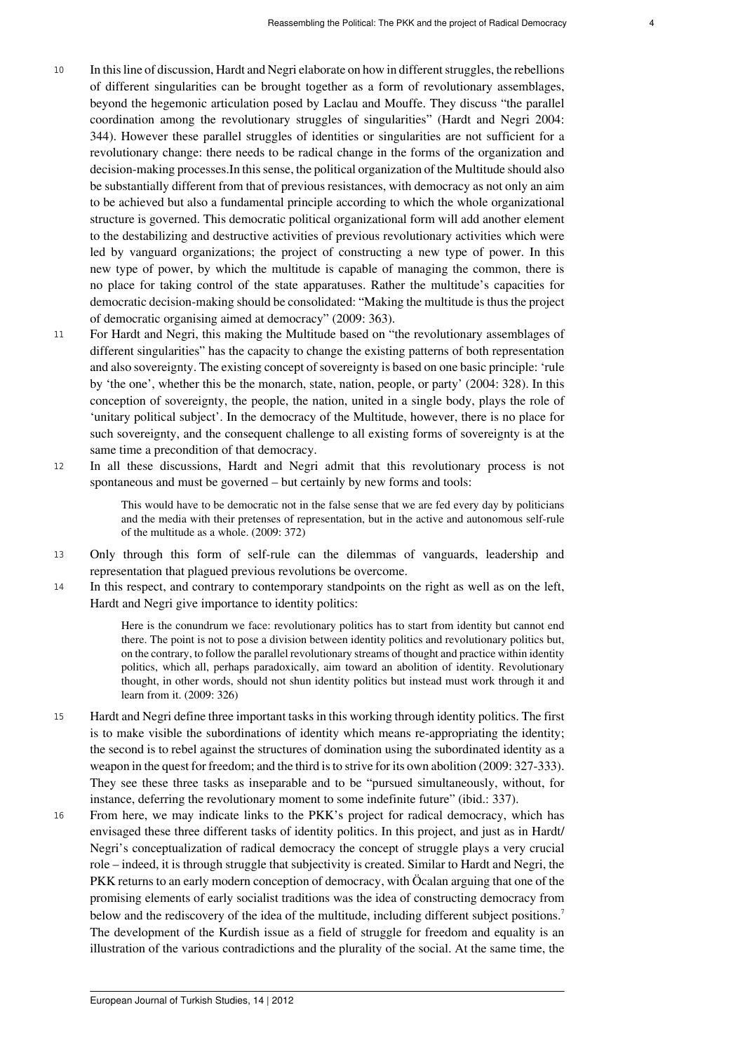10 In this line of discussion, Hardt and Negri elaborate on how in different struggles, the rebellions of different singularities can be brought together as a form of revolutionary assemblages, beyond the hegemonic articulation posed by Laclau and Mouffe. They discuss "the parallel coordination among the revolutionary struggles of singularities" (Hardt and Negri 2004: 344). However these parallel struggles of identities or singularities are not sufficient for a revolutionary change: there needs to be radical change in the forms of the organization and decision-making processes.In this sense, the political organization of the Multitude should also be substantially different from that of previous resistances, with democracy as not only an aim to be achieved but also a fundamental principle according to which the whole organizational structure is governed. This democratic political organizational form will add another element to the destabilizing and destructive activities of previous revolutionary activities which were led by vanguard organizations; the project of constructing a new type of power. In this new type of power, by which the multitude is capable of managing the common, there is no place for taking control of the state apparatuses. Rather the multitude's capacities for democratic decision-making should be consolidated: "Making the multitude is thus the project of democratic organising aimed at democracy" (2009: 363).

11 For Hardt and Negri, this making the Multitude based on "the revolutionary assemblages of different singularities" has the capacity to change the existing patterns of both representation and also sovereignty. The existing concept of sovereignty is based on one basic principle: 'rule by 'the one', whether this be the monarch, state, nation, people, or party' (2004: 328). In this conception of sovereignty, the people, the nation, united in a single body, plays the role of 'unitary political subject'. In the democracy of the Multitude, however, there is no place for such sovereignty, and the consequent challenge to all existing forms of sovereignty is at the same time a precondition of that democracy.

12 In all these discussions, Hardt and Negri admit that this revolutionary process is not spontaneous and must be governed – but certainly by new forms and tools:

> This would have to be democratic not in the false sense that we are fed every day by politicians and the media with their pretenses of representation, but in the active and autonomous self-rule of the multitude as a whole. (2009: 372)

13 Only through this form of self-rule can the dilemmas of vanguards, leadership and representation that plagued previous revolutions be overcome.

14 In this respect, and contrary to contemporary standpoints on the right as well as on the left, Hardt and Negri give importance to identity politics:

> Here is the conundrum we face: revolutionary politics has to start from identity but cannot end there. The point is not to pose a division between identity politics and revolutionary politics but, on the contrary, to follow the parallel revolutionary streams of thought and practice within identity politics, which all, perhaps paradoxically, aim toward an abolition of identity. Revolutionary thought, in other words, should not shun identity politics but instead must work through it and learn from it. (2009: 326)

15 Hardt and Negri define three important tasks in this working through identity politics. The first is to make visible the subordinations of identity which means re-appropriating the identity; the second is to rebel against the structures of domination using the subordinated identity as a weapon in the quest for freedom; and the third is to strive for its own abolition (2009: 327-333). They see these three tasks as inseparable and to be "pursued simultaneously, without, for instance, deferring the revolutionary moment to some indefinite future" (ibid.: 337).

16 From here, we may indicate links to the PKK's project for radical democracy, which has envisaged these three different tasks of identity politics. In this project, and just as in Hardt/Negri's conceptualization of radical democracy the concept of struggle plays a very crucial role – indeed, it is through struggle that subjectivity is created. Similar to Hardt and Negri, the PKK returns to an early modern conception of democracy, with Öcalan arguing that one of the promising elements of early socialist traditions was the idea of constructing democracy from below and the rediscovery of the idea of the multitude, including different subject positions.[7] The development of the Kurdish issue as a field of struggle for freedom and equality is an illustration of the various contradictions and the plurality of the social. At the same time, the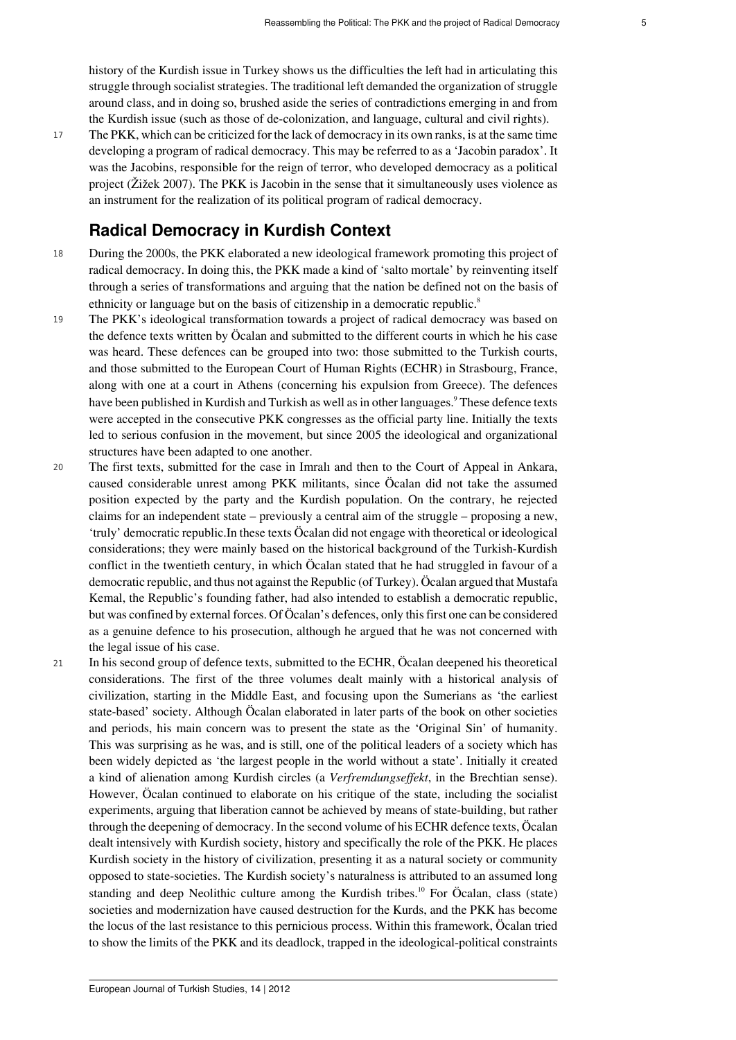history of the Kurdish issue in Turkey shows us the difficulties the left had in articulating this struggle through socialist strategies. The traditional left demanded the organization of struggle around class, and in doing so, brushed aside the series of contradictions emerging in and from the Kurdish issue (such as those of de-colonization, and language, cultural and civil rights).

17 The PKK, which can be criticized for the lack of democracy in its own ranks, is at the same time developing a program of radical democracy. This may be referred to as a 'Jacobin paradox'. It was the Jacobins, responsible for the reign of terror, who developed democracy as a political project (Žižek 2007). The PKK is Jacobin in the sense that it simultaneously uses violence as an instrument for the realization of its political program of radical democracy.

## Radical Democracy in Kurdish Context

18 During the 2000s, the PKK elaborated a new ideological framework promoting this project of radical democracy. In doing this, the PKK made a kind of 'salto mortale' by reinventing itself through a series of transformations and arguing that the nation be defined not on the basis of ethnicity or language but on the basis of citizenship in a democratic republic.[8]

19 The PKK's ideological transformation towards a project of radical democracy was based on the defence texts written by Öcalan and submitted to the different courts in which he his case was heard. These defences can be grouped into two: those submitted to the Turkish courts, and those submitted to the European Court of Human Rights (ECHR) in Strasbourg, France, along with one at a court in Athens (concerning his expulsion from Greece). The defences have been published in Kurdish and Turkish as well as in other languages.[9] These defence texts were accepted in the consecutive PKK congresses as the official party line. Initially the texts led to serious confusion in the movement, but since 2005 the ideological and organizational structures have been adapted to one another.

20 The first texts, submitted for the case in Imralı and then to the Court of Appeal in Ankara, caused considerable unrest among PKK militants, since Öcalan did not take the assumed position expected by the party and the Kurdish population. On the contrary, he rejected claims for an independent state – previously a central aim of the struggle – proposing a new, 'truly' democratic republic.In these texts Öcalan did not engage with theoretical or ideological considerations; they were mainly based on the historical background of the Turkish-Kurdish conflict in the twentieth century, in which Öcalan stated that he had struggled in favour of a democratic republic, and thus not against the Republic (of Turkey). Öcalan argued that Mustafa Kemal, the Republic's founding father, had also intended to establish a democratic republic, but was confined by external forces. Of Öcalan's defences, only this first one can be considered as a genuine defence to his prosecution, although he argued that he was not concerned with the legal issue of his case.

21 In his second group of defence texts, submitted to the ECHR, Öcalan deepened his theoretical considerations. The first of the three volumes dealt mainly with a historical analysis of civilization, starting in the Middle East, and focusing upon the Sumerians as 'the earliest state-based' society. Although Öcalan elaborated in later parts of the book on other societies and periods, his main concern was to present the state as the 'Original Sin' of humanity. This was surprising as he was, and is still, one of the political leaders of a society which has been widely depicted as 'the largest people in the world without a state'. Initially it created a kind of alienation among Kurdish circles (a *Verfremdungseffekt*, in the Brechtian sense). However, Öcalan continued to elaborate on his critique of the state, including the socialist experiments, arguing that liberation cannot be achieved by means of state-building, but rather through the deepening of democracy. In the second volume of his ECHR defence texts, Öcalan dealt intensively with Kurdish society, history and specifically the role of the PKK. He places Kurdish society in the history of civilization, presenting it as a natural society or community opposed to state-societies. The Kurdish society's naturalness is attributed to an assumed long standing and deep Neolithic culture among the Kurdish tribes.[10] For Öcalan, class (state) societies and modernization have caused destruction for the Kurds, and the PKK has become the locus of the last resistance to this pernicious process. Within this framework, Öcalan tried to show the limits of the PKK and its deadlock, trapped in the ideological-political constraints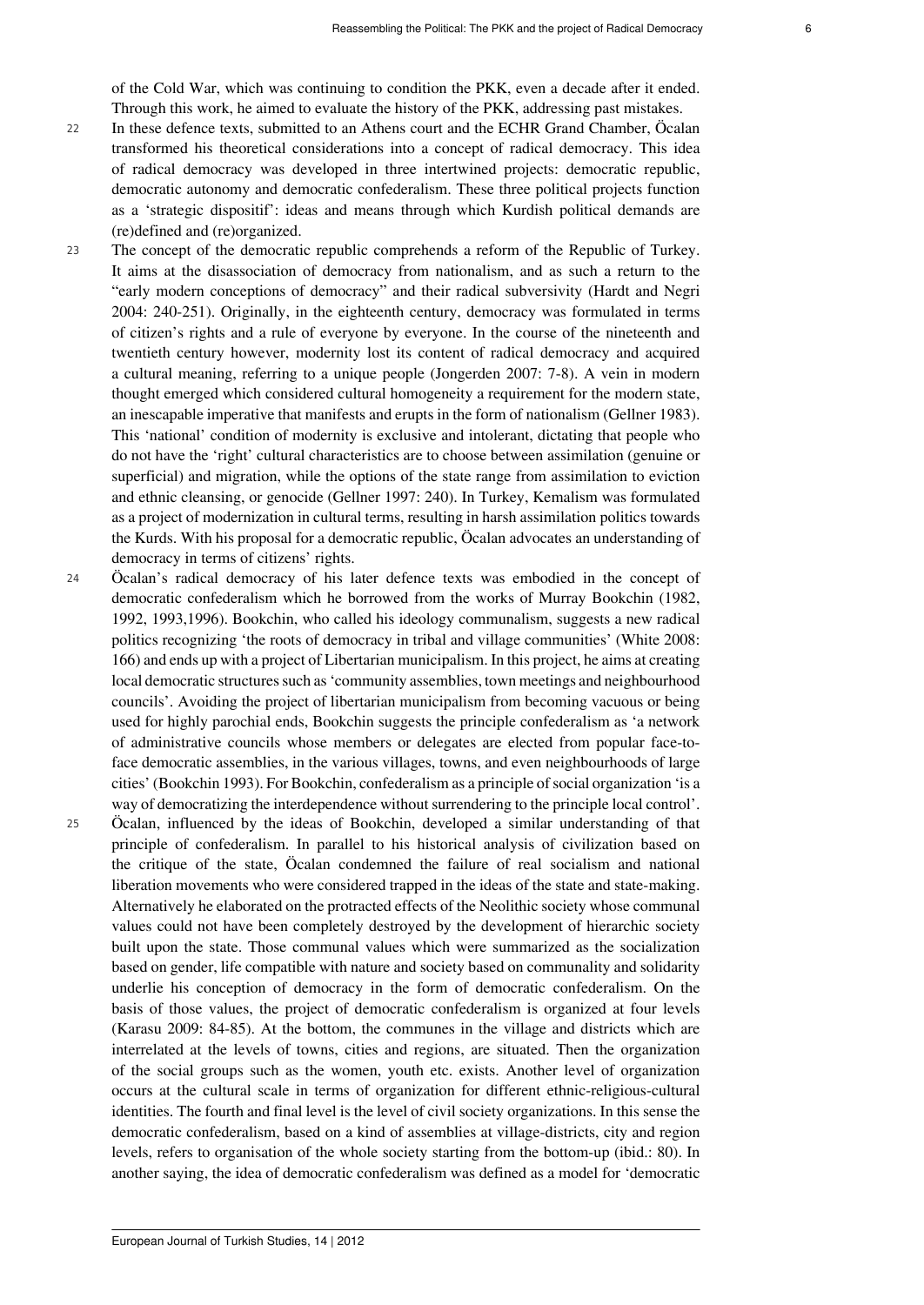of the Cold War, which was continuing to condition the PKK, even a decade after it ended. Through this work, he aimed to evaluate the history of the PKK, addressing past mistakes.

22 In these defence texts, submitted to an Athens court and the ECHR Grand Chamber, Öcalan transformed his theoretical considerations into a concept of radical democracy. This idea of radical democracy was developed in three intertwined projects: democratic republic, democratic autonomy and democratic confederalism. These three political projects function as a 'strategic dispositif': ideas and means through which Kurdish political demands are (re)defined and (re)organized.

23 The concept of the democratic republic comprehends a reform of the Republic of Turkey. It aims at the disassociation of democracy from nationalism, and as such a return to the "early modern conceptions of democracy" and their radical subversivity (Hardt and Negri 2004: 240-251). Originally, in the eighteenth century, democracy was formulated in terms of citizen's rights and a rule of everyone by everyone. In the course of the nineteenth and twentieth century however, modernity lost its content of radical democracy and acquired a cultural meaning, referring to a unique people (Jongerden 2007: 7-8). A vein in modern thought emerged which considered cultural homogeneity a requirement for the modern state, an inescapable imperative that manifests and erupts in the form of nationalism (Gellner 1983). This 'national' condition of modernity is exclusive and intolerant, dictating that people who do not have the 'right' cultural characteristics are to choose between assimilation (genuine or superficial) and migration, while the options of the state range from assimilation to eviction and ethnic cleansing, or genocide (Gellner 1997: 240). In Turkey, Kemalism was formulated as a project of modernization in cultural terms, resulting in harsh assimilation politics towards the Kurds. With his proposal for a democratic republic, Öcalan advocates an understanding of democracy in terms of citizens' rights.

24 Öcalan's radical democracy of his later defence texts was embodied in the concept of democratic confederalism which he borrowed from the works of Murray Bookchin (1982, 1992, 1993,1996). Bookchin, who called his ideology communalism, suggests a new radical politics recognizing 'the roots of democracy in tribal and village communities' (White 2008: 166) and ends up with a project of Libertarian municipalism. In this project, he aims at creating local democratic structures such as 'community assemblies, town meetings and neighbourhood councils'. Avoiding the project of libertarian municipalism from becoming vacuous or being used for highly parochial ends, Bookchin suggests the principle confederalism as 'a network of administrative councils whose members or delegates are elected from popular face-to-face democratic assemblies, in the various villages, towns, and even neighbourhoods of large cities' (Bookchin 1993). For Bookchin, confederalism as a principle of social organization 'is a way of democratizing the interdependence without surrendering to the principle local control'.

25 Öcalan, influenced by the ideas of Bookchin, developed a similar understanding of that principle of confederalism. In parallel to his historical analysis of civilization based on the critique of the state, Öcalan condemned the failure of real socialism and national liberation movements who were considered trapped in the ideas of the state and state-making. Alternatively he elaborated on the protracted effects of the Neolithic society whose communal values could not have been completely destroyed by the development of hierarchic society built upon the state. Those communal values which were summarized as the socialization based on gender, life compatible with nature and society based on communality and solidarity underlie his conception of democracy in the form of democratic confederalism. On the basis of those values, the project of democratic confederalism is organized at four levels (Karasu 2009: 84-85). At the bottom, the communes in the village and districts which are interrelated at the levels of towns, cities and regions, are situated. Then the organization of the social groups such as the women, youth etc. exists. Another level of organization occurs at the cultural scale in terms of organization for different ethnic-religious-cultural identities. The fourth and final level is the level of civil society organizations. In this sense the democratic confederalism, based on a kind of assemblies at village-districts, city and region levels, refers to organisation of the whole society starting from the bottom-up (ibid.: 80). In another saying, the idea of democratic confederalism was defined as a model for 'democratic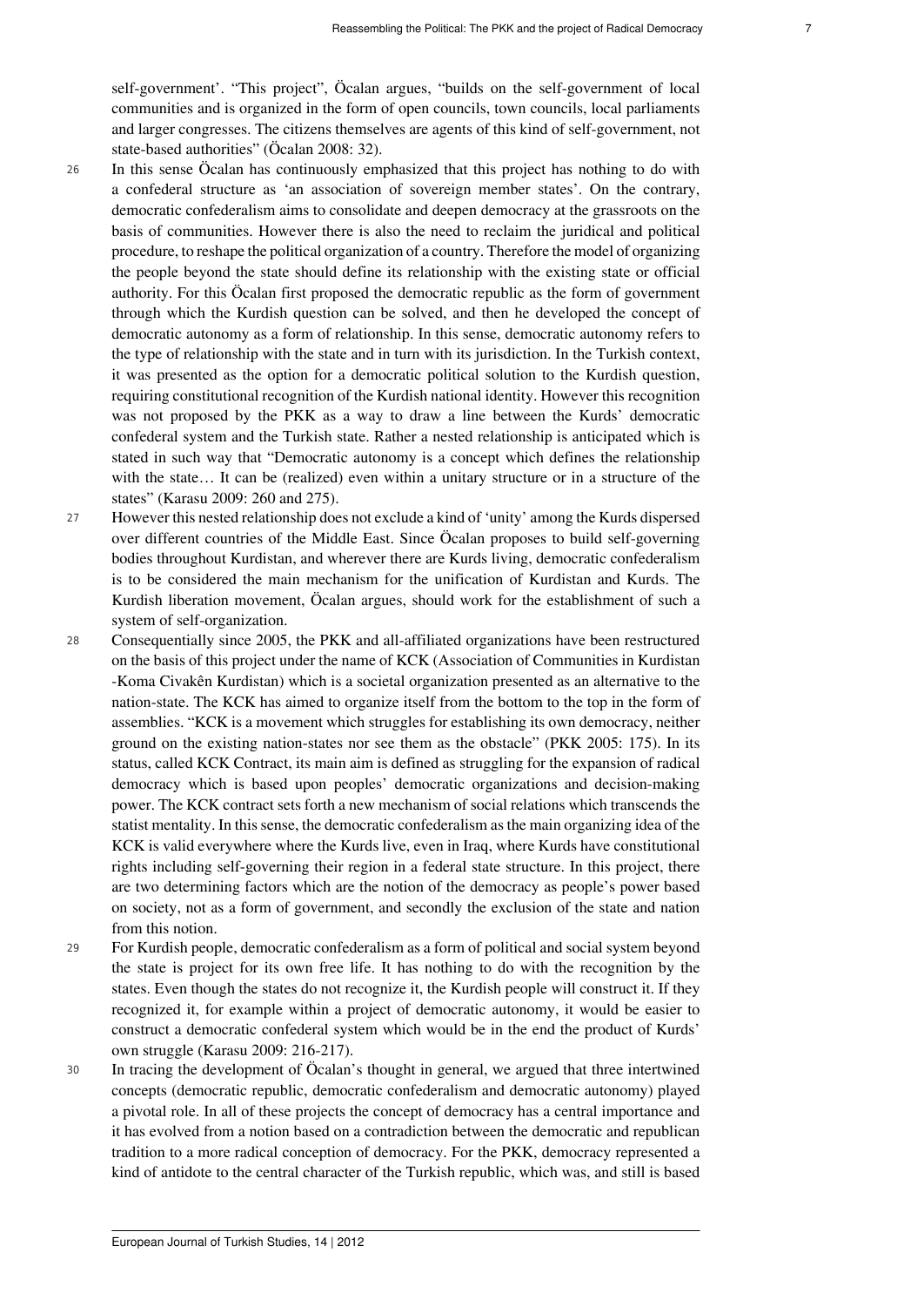self-government'. "This project", Öcalan argues, "builds on the self-government of local communities and is organized in the form of open councils, town councils, local parliaments and larger congresses. The citizens themselves are agents of this kind of self-government, not state-based authorities" (Öcalan 2008: 32).

26 In this sense Öcalan has continuously emphasized that this project has nothing to do with a confederal structure as 'an association of sovereign member states'. On the contrary, democratic confederalism aims to consolidate and deepen democracy at the grassroots on the basis of communities. However there is also the need to reclaim the juridical and political procedure, to reshape the political organization of a country. Therefore the model of organizing the people beyond the state should define its relationship with the existing state or official authority. For this Öcalan first proposed the democratic republic as the form of government through which the Kurdish question can be solved, and then he developed the concept of democratic autonomy as a form of relationship. In this sense, democratic autonomy refers to the type of relationship with the state and in turn with its jurisdiction. In the Turkish context, it was presented as the option for a democratic political solution to the Kurdish question, requiring constitutional recognition of the Kurdish national identity. However this recognition was not proposed by the PKK as a way to draw a line between the Kurds' democratic confederal system and the Turkish state. Rather a nested relationship is anticipated which is stated in such way that "Democratic autonomy is a concept which defines the relationship with the state… It can be (realized) even within a unitary structure or in a structure of the states" (Karasu 2009: 260 and 275).

27 However this nested relationship does not exclude a kind of 'unity' among the Kurds dispersed over different countries of the Middle East. Since Öcalan proposes to build self-governing bodies throughout Kurdistan, and wherever there are Kurds living, democratic confederalism is to be considered the main mechanism for the unification of Kurdistan and Kurds. The Kurdish liberation movement, Öcalan argues, should work for the establishment of such a system of self-organization.

28 Consequentially since 2005, the PKK and all-affiliated organizations have been restructured on the basis of this project under the name of KCK (Association of Communities in Kurdistan -Koma Civakên Kurdistan) which is a societal organization presented as an alternative to the nation-state. The KCK has aimed to organize itself from the bottom to the top in the form of assemblies. "KCK is a movement which struggles for establishing its own democracy, neither ground on the existing nation-states nor see them as the obstacle" (PKK 2005: 175). In its status, called KCK Contract, its main aim is defined as struggling for the expansion of radical democracy which is based upon peoples' democratic organizations and decision-making power. The KCK contract sets forth a new mechanism of social relations which transcends the statist mentality. In this sense, the democratic confederalism as the main organizing idea of the KCK is valid everywhere where the Kurds live, even in Iraq, where Kurds have constitutional rights including self-governing their region in a federal state structure. In this project, there are two determining factors which are the notion of the democracy as people's power based on society, not as a form of government, and secondly the exclusion of the state and nation from this notion.

29 For Kurdish people, democratic confederalism as a form of political and social system beyond the state is project for its own free life. It has nothing to do with the recognition by the states. Even though the states do not recognize it, the Kurdish people will construct it. If they recognized it, for example within a project of democratic autonomy, it would be easier to construct a democratic confederal system which would be in the end the product of Kurds' own struggle (Karasu 2009: 216-217).

30 In tracing the development of Öcalan's thought in general, we argued that three intertwined concepts (democratic republic, democratic confederalism and democratic autonomy) played a pivotal role. In all of these projects the concept of democracy has a central importance and it has evolved from a notion based on a contradiction between the democratic and republican tradition to a more radical conception of democracy. For the PKK, democracy represented a kind of antidote to the central character of the Turkish republic, which was, and still is based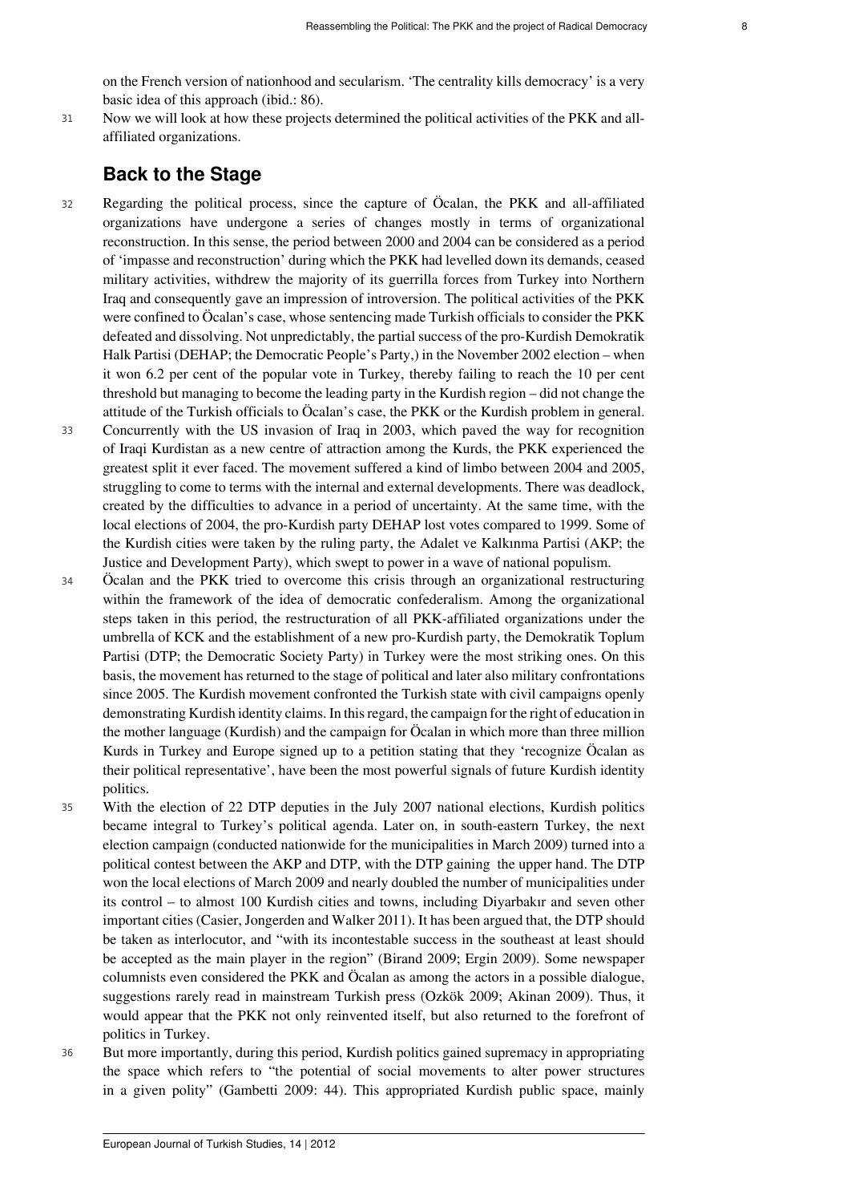on the French version of nationhood and secularism. 'The centrality kills democracy' is a very basic idea of this approach (ibid.: 86).

31 Now we will look at how these projects determined the political activities of the PKK and all-affiliated organizations.

## Back to the Stage

32 Regarding the political process, since the capture of Öcalan, the PKK and all-affiliated organizations have undergone a series of changes mostly in terms of organizational reconstruction. In this sense, the period between 2000 and 2004 can be considered as a period of 'impasse and reconstruction' during which the PKK had levelled down its demands, ceased military activities, withdrew the majority of its guerrilla forces from Turkey into Northern Iraq and consequently gave an impression of introversion. The political activities of the PKK were confined to Öcalan's case, whose sentencing made Turkish officials to consider the PKK defeated and dissolving. Not unpredictably, the partial success of the pro-Kurdish Demokratik Halk Partisi (DEHAP; the Democratic People's Party,) in the November 2002 election – when it won 6.2 per cent of the popular vote in Turkey, thereby failing to reach the 10 per cent threshold but managing to become the leading party in the Kurdish region – did not change the attitude of the Turkish officials to Öcalan's case, the PKK or the Kurdish problem in general.

33 Concurrently with the US invasion of Iraq in 2003, which paved the way for recognition of Iraqi Kurdistan as a new centre of attraction among the Kurds, the PKK experienced the greatest split it ever faced. The movement suffered a kind of limbo between 2004 and 2005, struggling to come to terms with the internal and external developments. There was deadlock, created by the difficulties to advance in a period of uncertainty. At the same time, with the local elections of 2004, the pro-Kurdish party DEHAP lost votes compared to 1999. Some of the Kurdish cities were taken by the ruling party, the Adalet ve Kalkınma Partisi (AKP; the Justice and Development Party), which swept to power in a wave of national populism.

34 Öcalan and the PKK tried to overcome this crisis through an organizational restructuring within the framework of the idea of democratic confederalism. Among the organizational steps taken in this period, the restructuration of all PKK-affiliated organizations under the umbrella of KCK and the establishment of a new pro-Kurdish party, the Demokratik Toplum Partisi (DTP; the Democratic Society Party) in Turkey were the most striking ones. On this basis, the movement has returned to the stage of political and later also military confrontations since 2005. The Kurdish movement confronted the Turkish state with civil campaigns openly demonstrating Kurdish identity claims. In this regard, the campaign for the right of education in the mother language (Kurdish) and the campaign for Öcalan in which more than three million Kurds in Turkey and Europe signed up to a petition stating that they 'recognize Öcalan as their political representative', have been the most powerful signals of future Kurdish identity politics.

35 With the election of 22 DTP deputies in the July 2007 national elections, Kurdish politics became integral to Turkey's political agenda. Later on, in south-eastern Turkey, the next election campaign (conducted nationwide for the municipalities in March 2009) turned into a political contest between the AKP and DTP, with the DTP gaining the upper hand. The DTP won the local elections of March 2009 and nearly doubled the number of municipalities under its control – to almost 100 Kurdish cities and towns, including Diyarbakır and seven other important cities (Casier, Jongerden and Walker 2011). It has been argued that, the DTP should be taken as interlocutor, and "with its incontestable success in the southeast at least should be accepted as the main player in the region" (Birand 2009; Ergin 2009). Some newspaper columnists even considered the PKK and Öcalan as among the actors in a possible dialogue, suggestions rarely read in mainstream Turkish press (Ozkök 2009; Akinan 2009). Thus, it would appear that the PKK not only reinvented itself, but also returned to the forefront of politics in Turkey.

36 But more importantly, during this period, Kurdish politics gained supremacy in appropriating the space which refers to "the potential of social movements to alter power structures in a given polity" (Gambetti 2009: 44). This appropriated Kurdish public space, mainly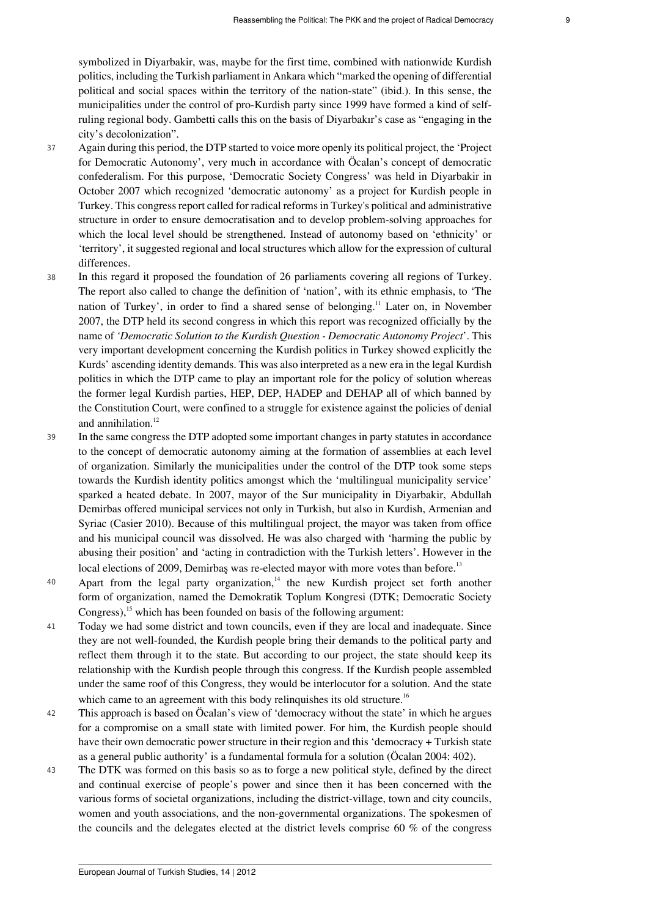symbolized in Diyarbakir, was, maybe for the first time, combined with nationwide Kurdish politics, including the Turkish parliament in Ankara which "marked the opening of differential political and social spaces within the territory of the nation-state" (ibid.). In this sense, the municipalities under the control of pro-Kurdish party since 1999 have formed a kind of self-ruling regional body. Gambetti calls this on the basis of Diyarbakır's case as "engaging in the city's decolonization".

37 Again during this period, the DTP started to voice more openly its political project, the 'Project for Democratic Autonomy', very much in accordance with Öcalan's concept of democratic confederalism. For this purpose, 'Democratic Society Congress' was held in Diyarbakir in October 2007 which recognized 'democratic autonomy' as a project for Kurdish people in Turkey. This congress report called for radical reforms in Turkey's political and administrative structure in order to ensure democratisation and to develop problem-solving approaches for which the local level should be strengthened. Instead of autonomy based on 'ethnicity' or 'territory', it suggested regional and local structures which allow for the expression of cultural differences.

38 In this regard it proposed the foundation of 26 parliaments covering all regions of Turkey. The report also called to change the definition of 'nation', with its ethnic emphasis, to 'The nation of Turkey', in order to find a shared sense of belonging.[11] Later on, in November 2007, the DTP held its second congress in which this report was recognized officially by the name of *'Democratic Solution to the Kurdish Question - Democratic Autonomy Project*'. This very important development concerning the Kurdish politics in Turkey showed explicitly the Kurds' ascending identity demands. This was also interpreted as a new era in the legal Kurdish politics in which the DTP came to play an important role for the policy of solution whereas the former legal Kurdish parties, HEP, DEP, HADEP and DEHAP all of which banned by the Constitution Court, were confined to a struggle for existence against the policies of denial and annihilation.[12]

39 In the same congress the DTP adopted some important changes in party statutes in accordance to the concept of democratic autonomy aiming at the formation of assemblies at each level of organization. Similarly the municipalities under the control of the DTP took some steps towards the Kurdish identity politics amongst which the 'multilingual municipality service' sparked a heated debate. In 2007, mayor of the Sur municipality in Diyarbakir, Abdullah Demirbas offered municipal services not only in Turkish, but also in Kurdish, Armenian and Syriac (Casier 2010). Because of this multilingual project, the mayor was taken from office and his municipal council was dissolved. He was also charged with 'harming the public by abusing their position' and 'acting in contradiction with the Turkish letters'. However in the local elections of 2009, Demirbaş was re-elected mayor with more votes than before.[13]

40 Apart from the legal party organization,[14] the new Kurdish project set forth another form of organization, named the Demokratik Toplum Kongresi (DTK; Democratic Society Congress),[15] which has been founded on basis of the following argument:

41 Today we had some district and town councils, even if they are local and inadequate. Since they are not well-founded, the Kurdish people bring their demands to the political party and reflect them through it to the state. But according to our project, the state should keep its relationship with the Kurdish people through this congress. If the Kurdish people assembled under the same roof of this Congress, they would be interlocutor for a solution. And the state which came to an agreement with this body relinquishes its old structure.[16]

42 This approach is based on Öcalan's view of 'democracy without the state' in which he argues for a compromise on a small state with limited power. For him, the Kurdish people should have their own democratic power structure in their region and this 'democracy + Turkish state as a general public authority' is a fundamental formula for a solution (Öcalan 2004: 402).

43 The DTK was formed on this basis so as to forge a new political style, defined by the direct and continual exercise of people's power and since then it has been concerned with the various forms of societal organizations, including the district-village, town and city councils, women and youth associations, and the non-governmental organizations. The spokesmen of the councils and the delegates elected at the district levels comprise 60 % of the congress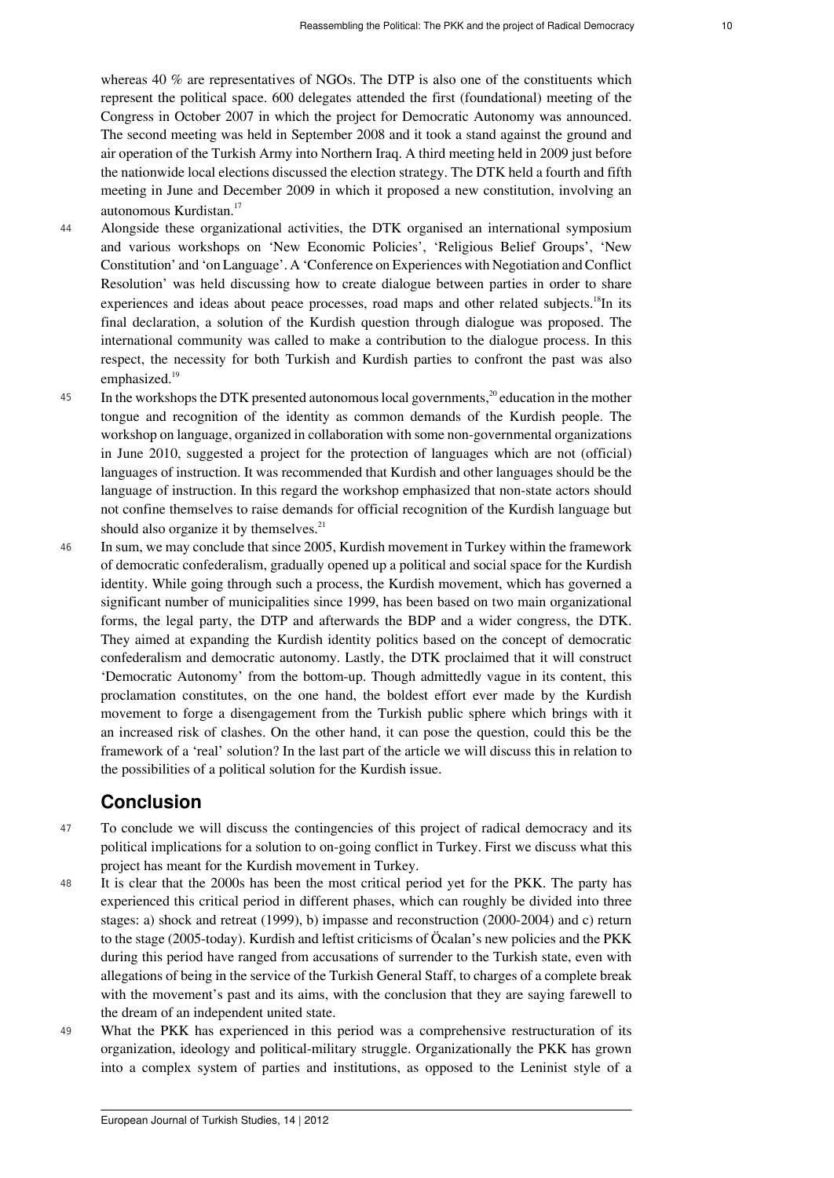whereas 40 % are representatives of NGOs. The DTP is also one of the constituents which represent the political space. 600 delegates attended the first (foundational) meeting of the Congress in October 2007 in which the project for Democratic Autonomy was announced. The second meeting was held in September 2008 and it took a stand against the ground and air operation of the Turkish Army into Northern Iraq. A third meeting held in 2009 just before the nationwide local elections discussed the election strategy. The DTK held a fourth and fifth meeting in June and December 2009 in which it proposed a new constitution, involving an autonomous Kurdistan.[17]

44 Alongside these organizational activities, the DTK organised an international symposium and various workshops on 'New Economic Policies', 'Religious Belief Groups', 'New Constitution' and 'on Language'. A 'Conference on Experiences with Negotiation and Conflict Resolution' was held discussing how to create dialogue between parties in order to share experiences and ideas about peace processes, road maps and other related subjects.[18]In its final declaration, a solution of the Kurdish question through dialogue was proposed. The international community was called to make a contribution to the dialogue process. In this respect, the necessity for both Turkish and Kurdish parties to confront the past was also emphasized.[19]

45 In the workshops the DTK presented autonomous local governments,[20] education in the mother tongue and recognition of the identity as common demands of the Kurdish people. The workshop on language, organized in collaboration with some non-governmental organizations in June 2010, suggested a project for the protection of languages which are not (official) languages of instruction. It was recommended that Kurdish and other languages should be the language of instruction. In this regard the workshop emphasized that non-state actors should not confine themselves to raise demands for official recognition of the Kurdish language but should also organize it by themselves.[21]

46 In sum, we may conclude that since 2005, Kurdish movement in Turkey within the framework of democratic confederalism, gradually opened up a political and social space for the Kurdish identity. While going through such a process, the Kurdish movement, which has governed a significant number of municipalities since 1999, has been based on two main organizational forms, the legal party, the DTP and afterwards the BDP and a wider congress, the DTK. They aimed at expanding the Kurdish identity politics based on the concept of democratic confederalism and democratic autonomy. Lastly, the DTK proclaimed that it will construct 'Democratic Autonomy' from the bottom-up. Though admittedly vague in its content, this proclamation constitutes, on the one hand, the boldest effort ever made by the Kurdish movement to forge a disengagement from the Turkish public sphere which brings with it an increased risk of clashes. On the other hand, it can pose the question, could this be the framework of a 'real' solution? In the last part of the article we will discuss this in relation to the possibilities of a political solution for the Kurdish issue.

## Conclusion

47 To conclude we will discuss the contingencies of this project of radical democracy and its political implications for a solution to on-going conflict in Turkey. First we discuss what this project has meant for the Kurdish movement in Turkey.

48 It is clear that the 2000s has been the most critical period yet for the PKK. The party has experienced this critical period in different phases, which can roughly be divided into three stages: a) shock and retreat (1999), b) impasse and reconstruction (2000-2004) and c) return to the stage (2005-today). Kurdish and leftist criticisms of Öcalan's new policies and the PKK during this period have ranged from accusations of surrender to the Turkish state, even with allegations of being in the service of the Turkish General Staff, to charges of a complete break with the movement's past and its aims, with the conclusion that they are saying farewell to the dream of an independent united state.

49 What the PKK has experienced in this period was a comprehensive restructuration of its organization, ideology and political-military struggle. Organizationally the PKK has grown into a complex system of parties and institutions, as opposed to the Leninist style of a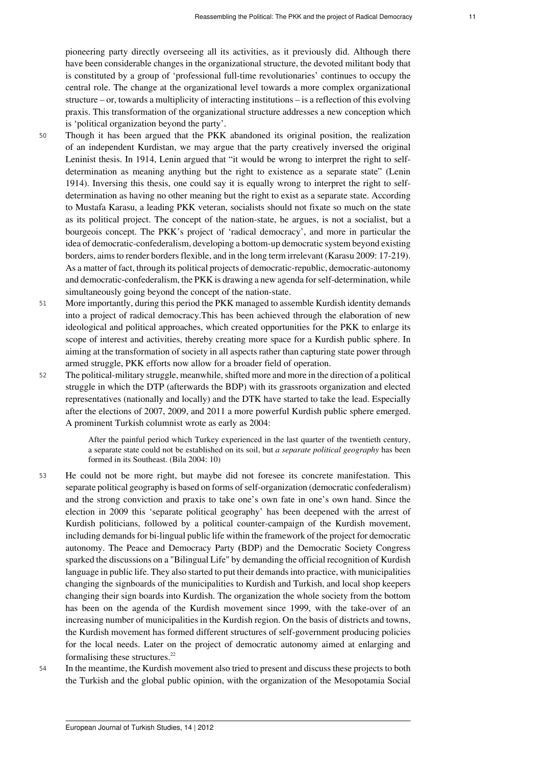pioneering party directly overseeing all its activities, as it previously did. Although there have been considerable changes in the organizational structure, the devoted militant body that is constituted by a group of 'professional full-time revolutionaries' continues to occupy the central role. The change at the organizational level towards a more complex organizational structure – or, towards a multiplicity of interacting institutions – is a reflection of this evolving praxis. This transformation of the organizational structure addresses a new conception which is 'political organization beyond the party'.

50 Though it has been argued that the PKK abandoned its original position, the realization of an independent Kurdistan, we may argue that the party creatively inversed the original Leninist thesis. In 1914, Lenin argued that "it would be wrong to interpret the right to self-determination as meaning anything but the right to existence as a separate state" (Lenin 1914). Inversing this thesis, one could say it is equally wrong to interpret the right to self-determination as having no other meaning but the right to exist as a separate state. According to Mustafa Karasu, a leading PKK veteran, socialists should not fixate so much on the state as its political project. The concept of the nation-state, he argues, is not a socialist, but a bourgeois concept. The PKK's project of 'radical democracy', and more in particular the idea of democratic-confederalism, developing a bottom-up democratic system beyond existing borders, aims to render borders flexible, and in the long term irrelevant (Karasu 2009: 17-219). As a matter of fact, through its political projects of democratic-republic, democratic-autonomy and democratic-confederalism, the PKK is drawing a new agenda for self-determination, while simultaneously going beyond the concept of the nation-state.

51 More importantly, during this period the PKK managed to assemble Kurdish identity demands into a project of radical democracy.This has been achieved through the elaboration of new ideological and political approaches, which created opportunities for the PKK to enlarge its scope of interest and activities, thereby creating more space for a Kurdish public sphere. In aiming at the transformation of society in all aspects rather than capturing state power through armed struggle, PKK efforts now allow for a broader field of operation.

52 The political-military struggle, meanwhile, shifted more and more in the direction of a political struggle in which the DTP (afterwards the BDP) with its grassroots organization and elected representatives (nationally and locally) and the DTK have started to take the lead. Especially after the elections of 2007, 2009, and 2011 a more powerful Kurdish public sphere emerged. A prominent Turkish columnist wrote as early as 2004:

> After the painful period which Turkey experienced in the last quarter of the twentieth century, a separate state could not be established on its soil, but *a separate political geography* has been formed in its Southeast. (Bila 2004: 10)

53 He could not be more right, but maybe did not foresee its concrete manifestation. This separate political geography is based on forms of self-organization (democratic confederalism) and the strong conviction and praxis to take one's own fate in one's own hand. Since the election in 2009 this 'separate political geography' has been deepened with the arrest of Kurdish politicians, followed by a political counter-campaign of the Kurdish movement, including demands for bi-lingual public life within the framework of the project for democratic autonomy. The Peace and Democracy Party (BDP) and the Democratic Society Congress sparked the discussions on a "Bilingual Life" by demanding the official recognition of Kurdish language in public life. They also started to put their demands into practice, with municipalities changing the signboards of the municipalities to Kurdish and Turkish, and local shop keepers changing their sign boards into Kurdish. The organization the whole society from the bottom has been on the agenda of the Kurdish movement since 1999, with the take-over of an increasing number of municipalities in the Kurdish region. On the basis of districts and towns, the Kurdish movement has formed different structures of self-government producing policies for the local needs. Later on the project of democratic autonomy aimed at enlarging and formalising these structures.[22]

54 In the meantime, the Kurdish movement also tried to present and discuss these projects to both the Turkish and the global public opinion, with the organization of the Mesopotamia Social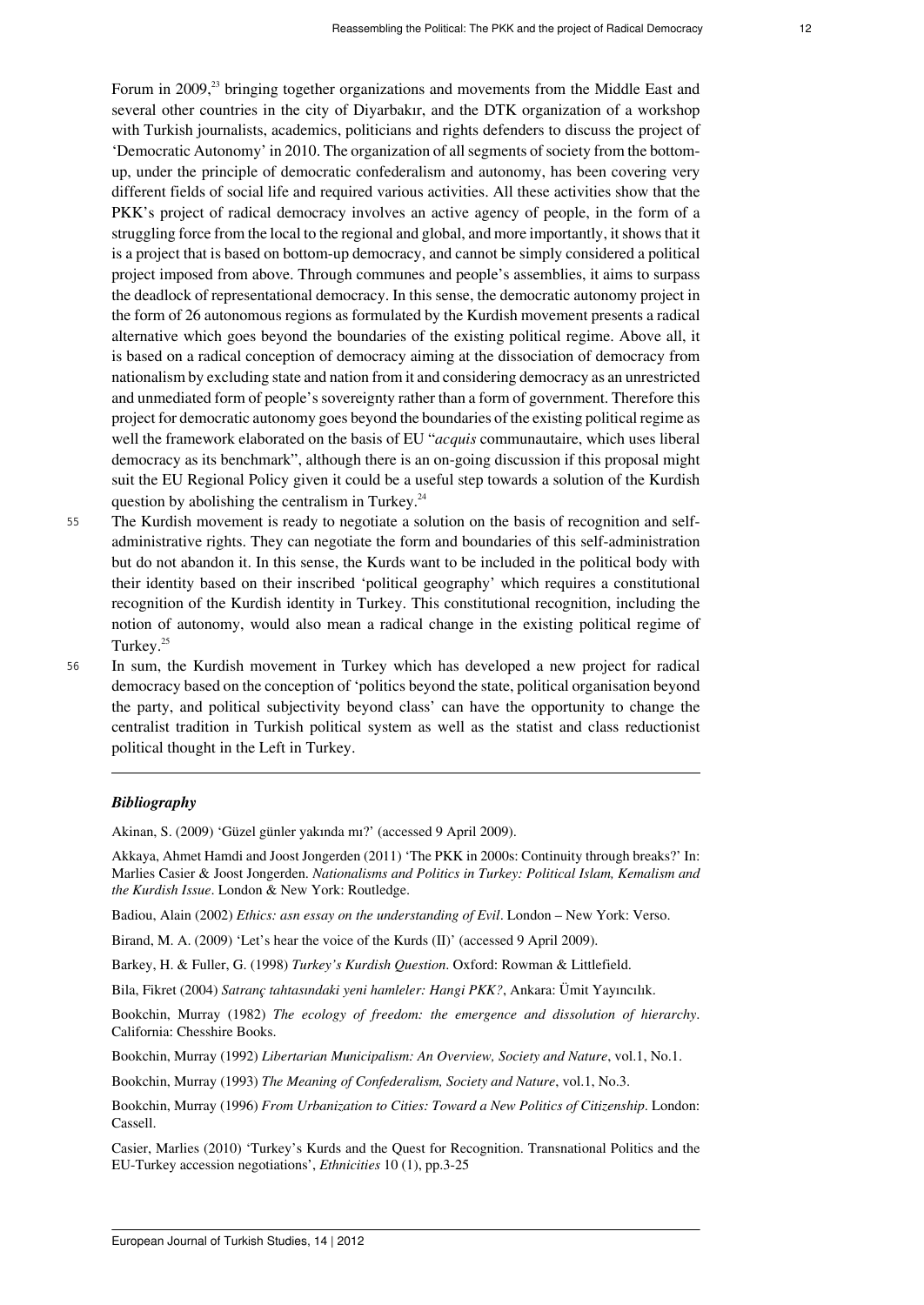Forum in 2009,[23] bringing together organizations and movements from the Middle East and several other countries in the city of Diyarbakır, and the DTK organization of a workshop with Turkish journalists, academics, politicians and rights defenders to discuss the project of 'Democratic Autonomy' in 2010. The organization of all segments of society from the bottom-up, under the principle of democratic confederalism and autonomy, has been covering very different fields of social life and required various activities. All these activities show that the PKK's project of radical democracy involves an active agency of people, in the form of a struggling force from the local to the regional and global, and more importantly, it shows that it is a project that is based on bottom-up democracy, and cannot be simply considered a political project imposed from above. Through communes and people's assemblies, it aims to surpass the deadlock of representational democracy. In this sense, the democratic autonomy project in the form of 26 autonomous regions as formulated by the Kurdish movement presents a radical alternative which goes beyond the boundaries of the existing political regime. Above all, it is based on a radical conception of democracy aiming at the dissociation of democracy from nationalism by excluding state and nation from it and considering democracy as an unrestricted and unmediated form of people's sovereignty rather than a form of government. Therefore this project for democratic autonomy goes beyond the boundaries of the existing political regime as well the framework elaborated on the basis of EU "*acquis* communautaire, which uses liberal democracy as its benchmark", although there is an on-going discussion if this proposal might suit the EU Regional Policy given it could be a useful step towards a solution of the Kurdish question by abolishing the centralism in Turkey.[24]

55 The Kurdish movement is ready to negotiate a solution on the basis of recognition and self-administrative rights. They can negotiate the form and boundaries of this self-administration but do not abandon it. In this sense, the Kurds want to be included in the political body with their identity based on their inscribed 'political geography' which requires a constitutional recognition of the Kurdish identity in Turkey. This constitutional recognition, including the notion of autonomy, would also mean a radical change in the existing political regime of Turkey.[25]

56 In sum, the Kurdish movement in Turkey which has developed a new project for radical democracy based on the conception of 'politics beyond the state, political organisation beyond the party, and political subjectivity beyond class' can have the opportunity to change the centralist tradition in Turkish political system as well as the statist and class reductionist political thought in the Left in Turkey.

---

### *Bibliography*

Akinan, S. (2009) 'Güzel günler yakında mı?' (accessed 9 April 2009).

Akkaya, Ahmet Hamdi and Joost Jongerden (2011) 'The PKK in 2000s: Continuity through breaks?' In: Marlies Casier & Joost Jongerden. *Nationalisms and Politics in Turkey: Political Islam, Kemalism and the Kurdish Issue*. London & New York: Routledge.

Badiou, Alain (2002) *Ethics: asn essay on the understanding of Evil*. London – New York: Verso.

Birand, M. A. (2009) 'Let's hear the voice of the Kurds (II)' (accessed 9 April 2009).

Barkey, H. & Fuller, G. (1998) *Turkey's Kurdish Question*. Oxford: Rowman & Littlefield.

Bila, Fikret (2004) *Satranç tahtasındaki yeni hamleler: Hangi PKK?*, Ankara: Ümit Yayıncılık.

Bookchin, Murray (1982) *The ecology of freedom: the emergence and dissolution of hierarchy*. California: Chesshire Books.

Bookchin, Murray (1992) *Libertarian Municipalism: An Overview, Society and Nature*, vol.1, No.1.

Bookchin, Murray (1993) *The Meaning of Confederalism, Society and Nature*, vol.1, No.3.

Bookchin, Murray (1996) *From Urbanization to Cities: Toward a New Politics of Citizenship*. London: Cassell.

Casier, Marlies (2010) 'Turkey's Kurds and the Quest for Recognition. Transnational Politics and the EU-Turkey accession negotiations', *Ethnicities* 10 (1), pp.3-25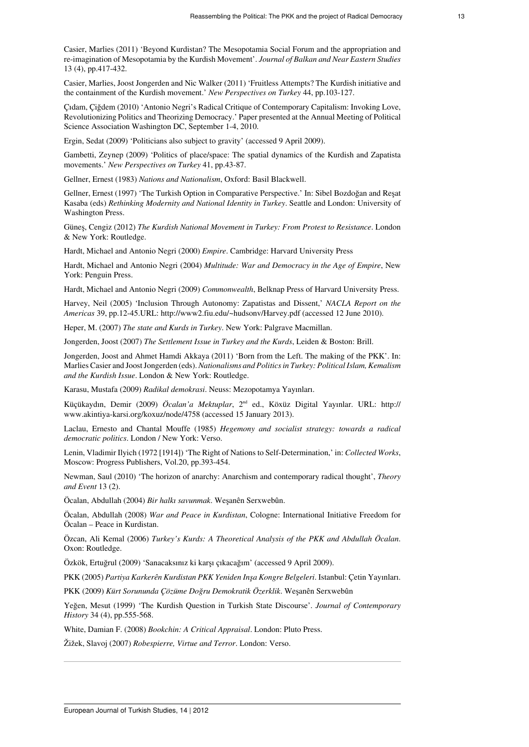Casier, Marlies (2011) 'Beyond Kurdistan? The Mesopotamia Social Forum and the appropriation and re-imagination of Mesopotamia by the Kurdish Movement'. *Journal of Balkan and Near Eastern Studies* 13 (4), pp.417-432.

Casier, Marlies, Joost Jongerden and Nic Walker (2011) 'Fruitless Attempts? The Kurdish initiative and the containment of the Kurdish movement.' *New Perspectives on Turkey* 44, pp.103-127.

Çıdam, Çiğdem (2010) 'Antonio Negri's Radical Critique of Contemporary Capitalism: Invoking Love, Revolutionizing Politics and Theorizing Democracy.' Paper presented at the Annual Meeting of Political Science Association Washington DC, September 1-4, 2010.

Ergin, Sedat (2009) 'Politicians also subject to gravity' (accessed 9 April 2009).

Gambetti, Zeynep (2009) 'Politics of place/space: The spatial dynamics of the Kurdish and Zapatista movements.' *New Perspectives on Turkey* 41, pp.43-87.

Gellner, Ernest (1983) *Nations and Nationalism*, Oxford: Basil Blackwell.

Gellner, Ernest (1997) 'The Turkish Option in Comparative Perspective.' In: Sibel Bozdoğan and Reşat Kasaba (eds) *Rethinking Modernity and National Identity in Turkey*. Seattle and London: University of Washington Press.

Güneş, Cengiz (2012) *The Kurdish National Movement in Turkey: From Protest to Resistance*. London & New York: Routledge.

Hardt, Michael and Antonio Negri (2000) *Empire*. Cambridge: Harvard University Press

Hardt, Michael and Antonio Negri (2004) *Multitude: War and Democracy in the Age of Empire*, New York: Penguin Press.

Hardt, Michael and Antonio Negri (2009) *Commonwealth*, Belknap Press of Harvard University Press.

Harvey, Neil (2005) 'Inclusion Through Autonomy: Zapatistas and Dissent,' *NACLA Report on the Americas* 39, pp.12-45.URL: http://www2.fiu.edu/~hudsonv/Harvey.pdf (accessed 12 June 2010).

Heper, M. (2007) *The state and Kurds in Turkey*. New York: Palgrave Macmillan.

Jongerden, Joost (2007) *The Settlement Issue in Turkey and the Kurds*, Leiden & Boston: Brill.

Jongerden, Joost and Ahmet Hamdi Akkaya (2011) 'Born from the Left. The making of the PKK'. In: Marlies Casier and Joost Jongerden (eds). *Nationalisms and Politics in Turkey: Political Islam, Kemalism and the Kurdish Issue*. London & New York: Routledge.

Karasu, Mustafa (2009) *Radikal demokrasi*. Neuss: Mezopotamya Yayınları.

Küçükaydın, Demir (2009) *Öcalan'a Mektuplar*, 2nd ed., Köxüz Digital Yayınlar. URL: http://www.akintiya-karsi.org/koxuz/node/4758 (accessed 15 January 2013).

Laclau, Ernesto and Chantal Mouffe (1985) *Hegemony and socialist strategy: towards a radical democratic politics*. London / New York: Verso.

Lenin, Vladimir Ilyich (1972 [1914]) 'The Right of Nations to Self-Determination,' in: *Collected Works*, Moscow: Progress Publishers, Vol.20, pp.393-454.

Newman, Saul (2010) 'The horizon of anarchy: Anarchism and contemporary radical thought', *Theory and Event* 13 (2).

Öcalan, Abdullah (2004) *Bir halkı savunmak*. Weşanên Serxwebûn.

Öcalan, Abdullah (2008) *War and Peace in Kurdistan*, Cologne: International Initiative Freedom for Öcalan – Peace in Kurdistan.

Özcan, Ali Kemal (2006) *Turkey's Kurds: A Theoretical Analysis of the PKK and Abdullah Öcalan*. Oxon: Routledge.

Özkök, Ertuğrul (2009) 'Sanacaksınız ki karşı çıkacağım' (accessed 9 April 2009).

PKK (2005) *Partiya Karkerên Kurdistan PKK Yeniden Inşa Kongre Belgeleri*. Istanbul: Çetin Yayınları.

PKK (2009) *Kürt Sorununda Çözüme Doğru Demokratik Özerklik*. Weşanên Serxwebûn

Yeğen, Mesut (1999) 'The Kurdish Question in Turkish State Discourse'. *Journal of Contemporary History* 34 (4), pp.555-568.

White, Damian F. (2008) *Bookchin: A Critical Appraisal*. London: Pluto Press.

Žižek, Slavoj (2007) *Robespierre, Virtue and Terror*. London: Verso.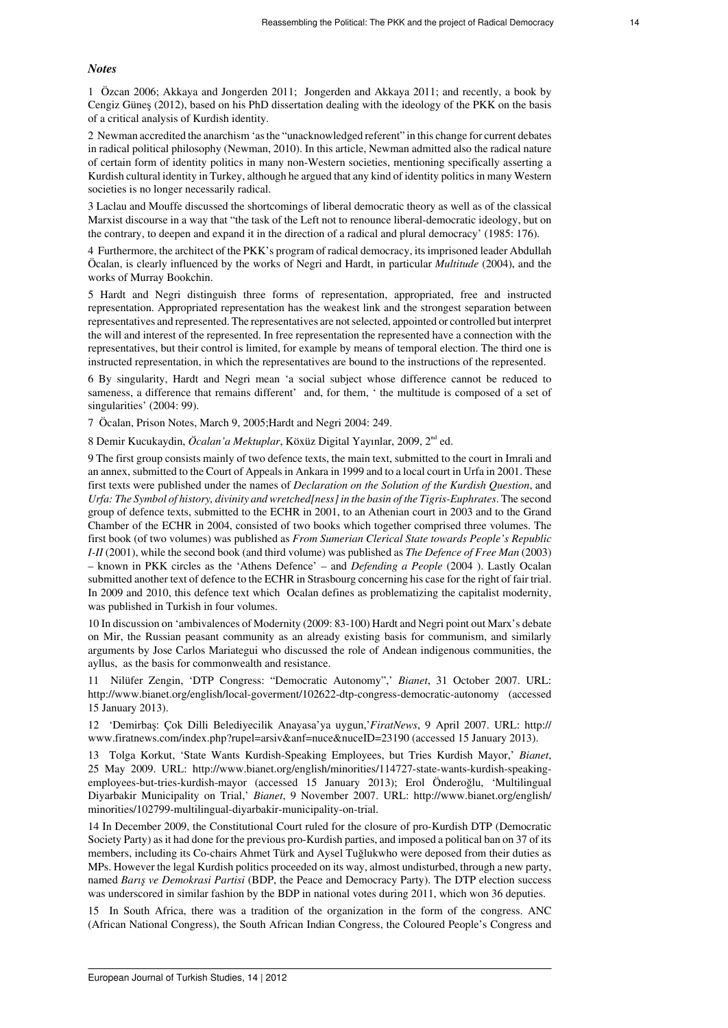### *Notes*

1 Özcan 2006; Akkaya and Jongerden 2011; Jongerden and Akkaya 2011; and recently, a book by Cengiz Güneş (2012), based on his PhD dissertation dealing with the ideology of the PKK on the basis of a critical analysis of Kurdish identity.

2 Newman accredited the anarchism 'as the "unacknowledged referent" in this change for current debates in radical political philosophy (Newman, 2010). In this article, Newman admitted also the radical nature of certain form of identity politics in many non-Western societies, mentioning specifically asserting a Kurdish cultural identity in Turkey, although he argued that any kind of identity politics in many Western societies is no longer necessarily radical.

3 Laclau and Mouffe discussed the shortcomings of liberal democratic theory as well as of the classical Marxist discourse in a way that "the task of the Left not to renounce liberal-democratic ideology, but on the contrary, to deepen and expand it in the direction of a radical and plural democracy' (1985: 176).

4 Furthermore, the architect of the PKK's program of radical democracy, its imprisoned leader Abdullah Öcalan, is clearly influenced by the works of Negri and Hardt, in particular *Multitude* (2004), and the works of Murray Bookchin.

5 Hardt and Negri distinguish three forms of representation, appropriated, free and instructed representation. Appropriated representation has the weakest link and the strongest separation between representatives and represented. The representatives are not selected, appointed or controlled but interpret the will and interest of the represented. In free representation the represented have a connection with the representatives, but their control is limited, for example by means of temporal election. The third one is instructed representation, in which the representatives are bound to the instructions of the represented.

6 By singularity, Hardt and Negri mean 'a social subject whose difference cannot be reduced to sameness, a difference that remains different' and, for them, ' the multitude is composed of a set of singularities' (2004: 99).

7 Öcalan, Prison Notes, March 9, 2005;Hardt and Negri 2004: 249.

8 Demir Kucukaydin, *Öcalan'a Mektuplar*, Köxüz Digital Yayınlar, 2009, 2nd ed.

9 The first group consists mainly of two defence texts, the main text, submitted to the court in Imrali and an annex, submitted to the Court of Appeals in Ankara in 1999 and to a local court in Urfa in 2001. These first texts were published under the names of *Declaration on the Solution of the Kurdish Question*, and *Urfa: The Symbol of history, divinity and wretched[ness] in the basin of the Tigris-Euphrates*. The second group of defence texts, submitted to the ECHR in 2001, to an Athenian court in 2003 and to the Grand Chamber of the ECHR in 2004, consisted of two books which together comprised three volumes. The first book (of two volumes) was published as *From Sumerian Clerical State towards People's Republic I-II* (2001), while the second book (and third volume) was published as *The Defence of Free Man* (2003) – known in PKK circles as the 'Athens Defence' – and *Defending a People* (2004 ). Lastly Ocalan submitted another text of defence to the ECHR in Strasbourg concerning his case for the right of fair trial. In 2009 and 2010, this defence text which Ocalan defines as problematizing the capitalist modernity, was published in Turkish in four volumes.

10 In discussion on 'ambivalences of Modernity (2009: 83-100) Hardt and Negri point out Marx's debate on Mir, the Russian peasant community as an already existing basis for communism, and similarly arguments by Jose Carlos Mariategui who discussed the role of Andean indigenous communities, the ayllus, as the basis for commonwealth and resistance.

11 Nilüfer Zengin, 'DTP Congress: "Democratic Autonomy",' *Bianet*, 31 October 2007. URL: http://www.bianet.org/english/local-goverment/102622-dtp-congress-democratic-autonomy (accessed 15 January 2013).

12 'Demirbaş: Çok Dilli Belediyecilik Anayasa'ya uygun,'*FiratNews*, 9 April 2007. URL: http://www.firatnews.com/index.php?rupel=arsiv&anf=nuce&nuceID=23190 (accessed 15 January 2013).

13 Tolga Korkut, 'State Wants Kurdish-Speaking Employees, but Tries Kurdish Mayor,' *Bianet*, 25 May 2009. URL: http://www.bianet.org/english/minorities/114727-state-wants-kurdish-speaking-employees-but-tries-kurdish-mayor (accessed 15 January 2013); Erol Önderoğlu, 'Multilingual Diyarbakir Municipality on Trial,' *Bianet*, 9 November 2007. URL: http://www.bianet.org/english/minorities/102799-multilingual-diyarbakir-municipality-on-trial.

14 In December 2009, the Constitutional Court ruled for the closure of pro-Kurdish DTP (Democratic Society Party) as it had done for the previous pro-Kurdish parties, and imposed a political ban on 37 of its members, including its Co-chairs Ahmet Türk and Aysel Tuğlukwho were deposed from their duties as MPs. However the legal Kurdish politics proceeded on its way, almost undisturbed, through a new party, named *Barış ve Demokrasi Partisi* (BDP, the Peace and Democracy Party). The DTP election success was underscored in similar fashion by the BDP in national votes during 2011, which won 36 deputies.

15 In South Africa, there was a tradition of the organization in the form of the congress. ANC (African National Congress), the South African Indian Congress, the Coloured People's Congress and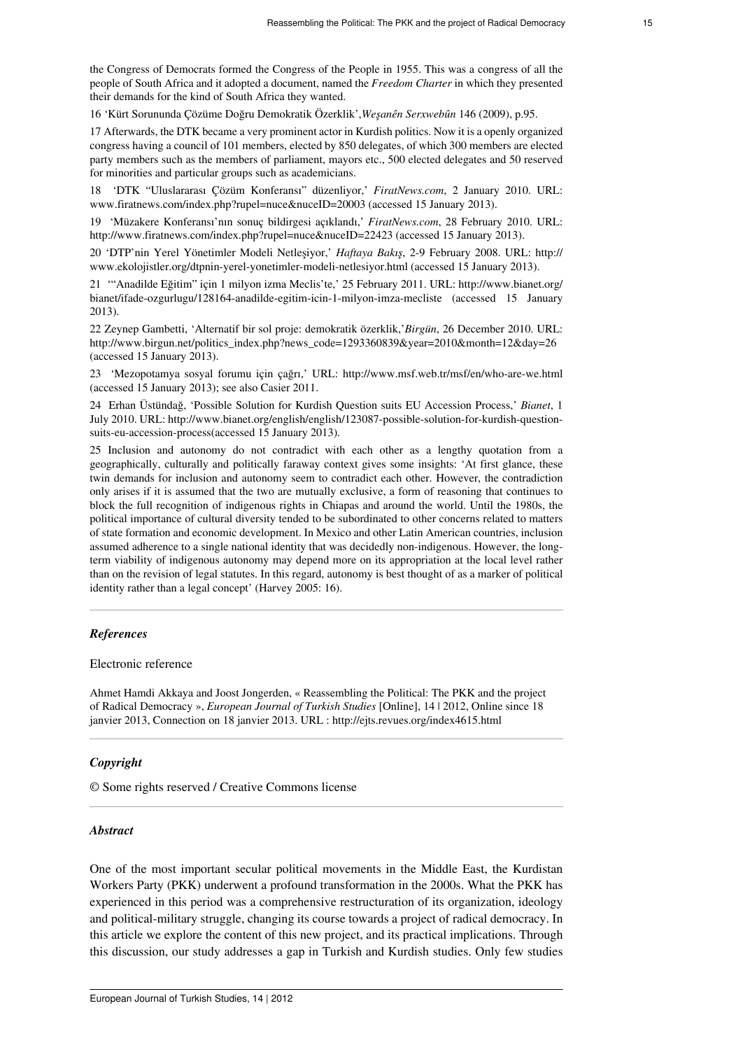the Congress of Democrats formed the Congress of the People in 1955. This was a congress of all the people of South Africa and it adopted a document, named the *Freedom Charter* in which they presented their demands for the kind of South Africa they wanted.

16 'Kürt Sorununda Çözüme Doğru Demokratik Özerklik',*Weşanên Serxwebûn* 146 (2009), p.95.

17 Afterwards, the DTK became a very prominent actor in Kurdish politics. Now it is a openly organized congress having a council of 101 members, elected by 850 delegates, of which 300 members are elected party members such as the members of parliament, mayors etc., 500 elected delegates and 50 reserved for minorities and particular groups such as academicians.

18 'DTK "Uluslararası Çözüm Konferansı" düzenliyor,' *FiratNews.com*, 2 January 2010. URL: www.firatnews.com/index.php?rupel=nuce&nuceID=20003 (accessed 15 January 2013).

19 'Müzakere Konferansı'nın sonuç bildirgesi açıklandı,' *FiratNews.com*, 28 February 2010. URL: http://www.firatnews.com/index.php?rupel=nuce&nuceID=22423 (accessed 15 January 2013).

20 'DTP'nin Yerel Yönetimler Modeli Netleşiyor,' *Haftaya Bakış*, 2-9 February 2008. URL: http://www.ekolojistler.org/dtpnin-yerel-yonetimler-modeli-netlesiyor.html (accessed 15 January 2013).

21 '"Anadilde Eğitim" için 1 milyon izma Meclis'te,' 25 February 2011. URL: http://www.bianet.org/bianet/ifade-ozgurlugu/128164-anadilde-egitim-icin-1-milyon-imza-mecliste (accessed 15 January 2013).

22 Zeynep Gambetti, 'Alternatif bir sol proje: demokratik özerklik,'*Birgün*, 26 December 2010. URL: http://www.birgun.net/politics_index.php?news_code=1293360839&year=2010&month=12&day=26 (accessed 15 January 2013).

23 'Mezopotamya sosyal forumu için çağrı,' URL: http://www.msf.web.tr/msf/en/who-are-we.html (accessed 15 January 2013); see also Casier 2011.

24 Erhan Üstündağ, 'Possible Solution for Kurdish Question suits EU Accession Process,' *Bianet*, 1 July 2010. URL: http://www.bianet.org/english/english/123087-possible-solution-for-kurdish-question-suits-eu-accession-process(accessed 15 January 2013).

25 Inclusion and autonomy do not contradict with each other as a lengthy quotation from a geographically, culturally and politically faraway context gives some insights: 'At first glance, these twin demands for inclusion and autonomy seem to contradict each other. However, the contradiction only arises if it is assumed that the two are mutually exclusive, a form of reasoning that continues to block the full recognition of indigenous rights in Chiapas and around the world. Until the 1980s, the political importance of cultural diversity tended to be subordinated to other concerns related to matters of state formation and economic development. In Mexico and other Latin American countries, inclusion assumed adherence to a single national identity that was decidedly non-indigenous. However, the long-term viability of indigenous autonomy may depend more on its appropriation at the local level rather than on the revision of legal statutes. In this regard, autonomy is best thought of as a marker of political identity rather than a legal concept' (Harvey 2005: 16).

---

### *References*

Electronic reference

Ahmet Hamdi Akkaya and Joost Jongerden, « Reassembling the Political: The PKK and the project of Radical Democracy », *European Journal of Turkish Studies* [Online], 14 | 2012, Online since 18 janvier 2013, Connection on 18 janvier 2013. URL : http://ejts.revues.org/index4615.html

---

### *Copyright*

© Some rights reserved / Creative Commons license

---

### *Abstract*

One of the most important secular political movements in the Middle East, the Kurdistan Workers Party (PKK) underwent a profound transformation in the 2000s. What the PKK has experienced in this period was a comprehensive restructuration of its organization, ideology and political-military struggle, changing its course towards a project of radical democracy. In this article we explore the content of this new project, and its practical implications. Through this discussion, our study addresses a gap in Turkish and Kurdish studies. Only few studies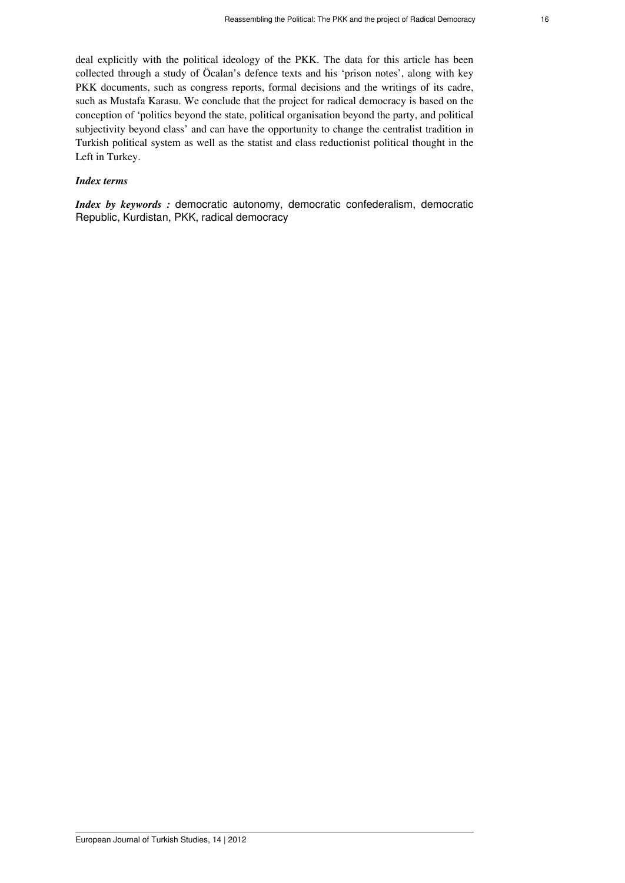deal explicitly with the political ideology of the PKK. The data for this article has been collected through a study of Öcalan's defence texts and his 'prison notes', along with key PKK documents, such as congress reports, formal decisions and the writings of its cadre, such as Mustafa Karasu. We conclude that the project for radical democracy is based on the conception of 'politics beyond the state, political organisation beyond the party, and political subjectivity beyond class' and can have the opportunity to change the centralist tradition in Turkish political system as well as the statist and class reductionist political thought in the Left in Turkey.

***Index terms***

***Index by keywords :*** democratic autonomy, democratic confederalism, democratic Republic, Kurdistan, PKK, radical democracy